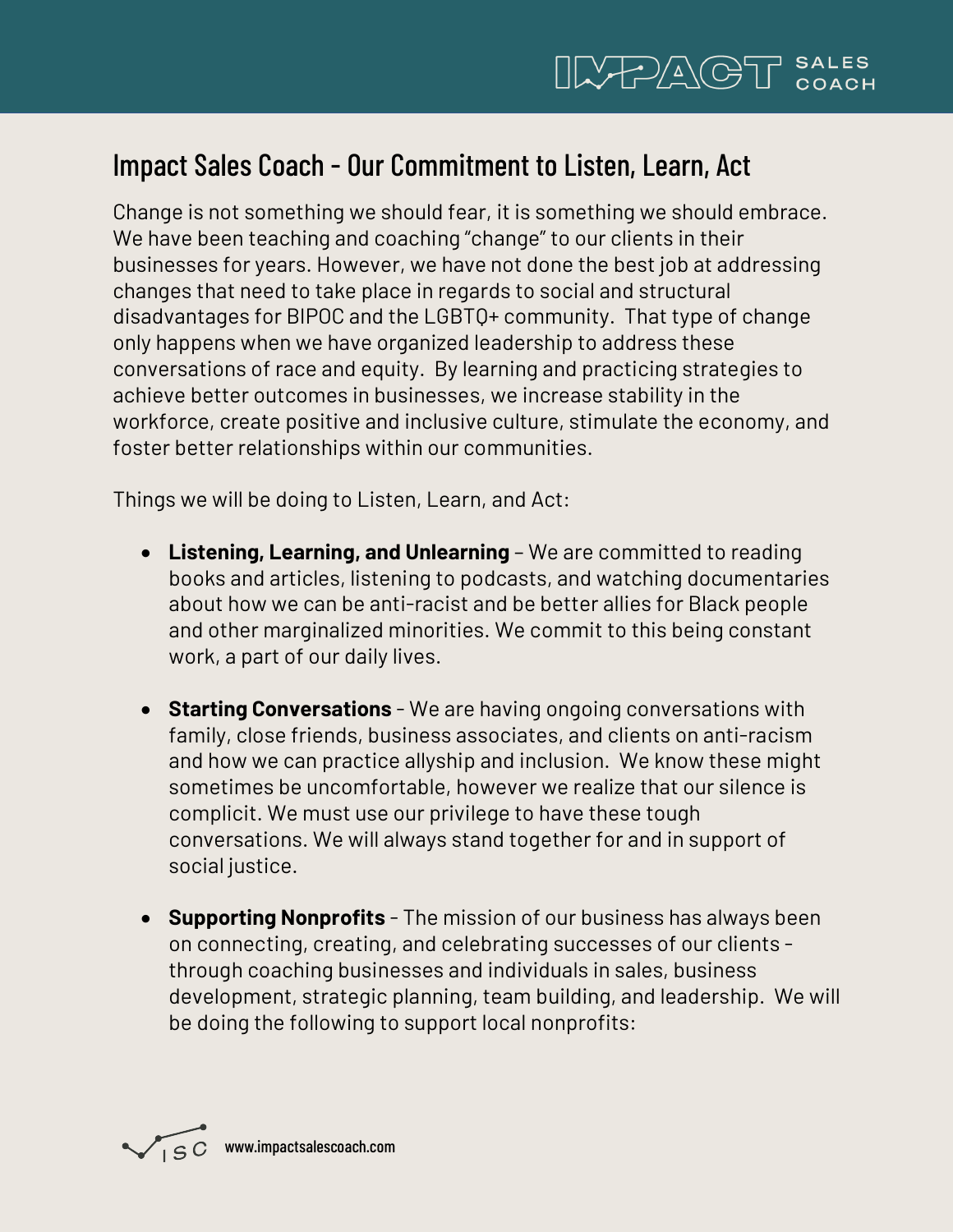# Impact Sales Coach - Our Commitment to Listen, Learn, Act

Change is not something we should fear, it is something we should embrace. We have been teaching and coaching "change" to our clients in their businesses for years. However, we have not done the best job at addressing changes that need to take place in regards to social and structural disadvantages for BIPOC and the LGBTQ+ community. That type of change only happens when we have organized leadership to address these conversations of race and equity. By learning and practicing strategies to achieve better outcomes in businesses, we increase stability in the workforce, create positive and inclusive culture, stimulate the economy, and foster better relationships within our communities.

Things we will be doing to Listen, Learn, and Act:

- **Listening, Learning, and Unlearning** – We are committed to reading books and articles, listening to podcasts, and watching documentaries about how we can be anti-racist and be better allies for Black people and other marginalized minorities. We commit to this being constant work, a part of our daily lives.

- **Starting Conversations** - We are having ongoing conversations with family, close friends, business associates, and clients on anti-racism and how we can practice allyship and inclusion. We know these might sometimes be uncomfortable, however we realize that our silence is complicit. We must use our privilege to have these tough conversations. We will always stand together for and in support of social justice.

- **Supporting Nonprofits** - The mission of our business has always been on connecting, creating, and celebrating successes of our clients - through coaching businesses and individuals in sales, business development, strategic planning, team building, and leadership. We will be doing the following to support local nonprofits: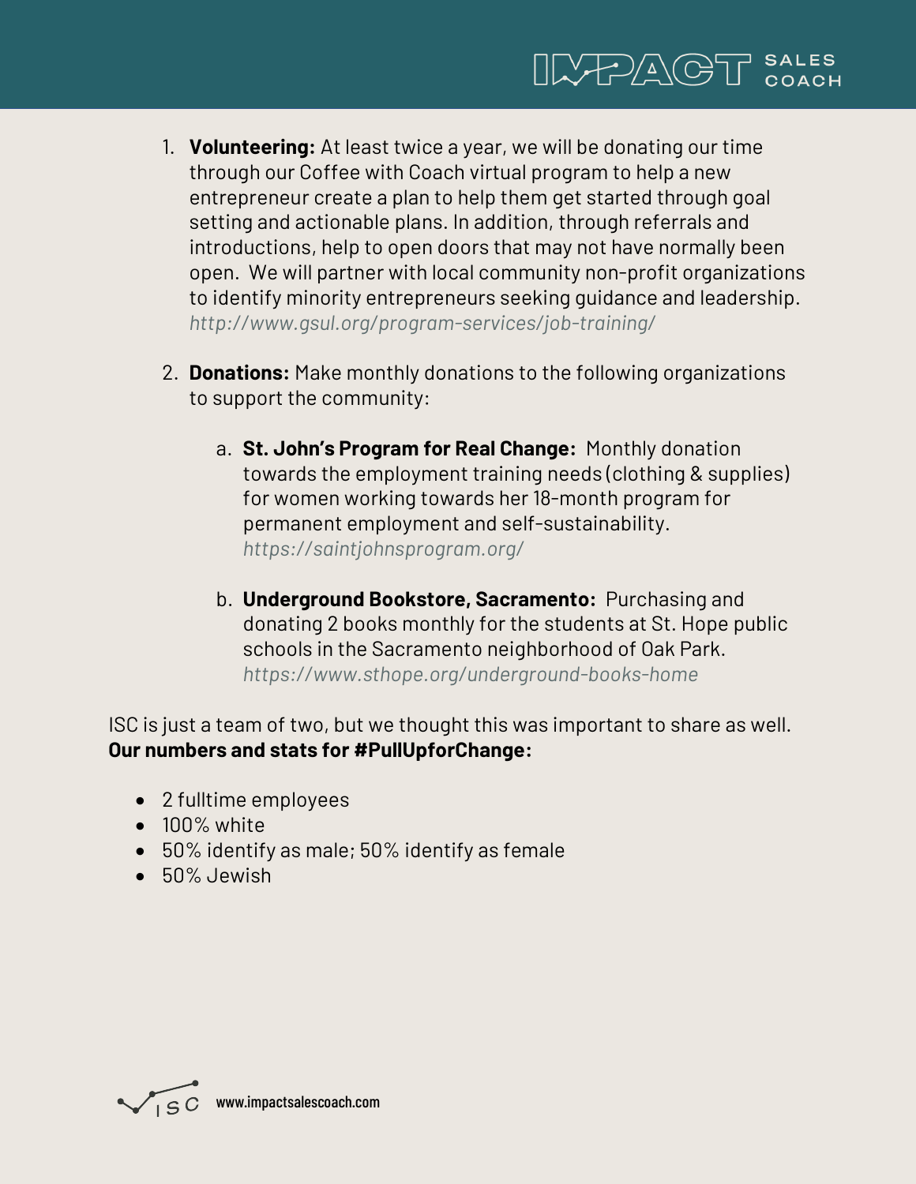1. **Volunteering:** At least twice a year, we will be donating our time through our Coffee with Coach virtual program to help a new entrepreneur create a plan to help them get started through goal setting and actionable plans. In addition, through referrals and introductions, help to open doors that may not have normally been open.  We will partner with local community non-profit organizations to identify minority entrepreneurs seeking guidance and leadership. *http://www.gsul.org/program-services/job-training/*

2. **Donations:** Make monthly donations to the following organizations to support the community:

   a. **St. John's Program for Real Change:** Monthly donation towards the employment training needs (clothing & supplies) for women working towards her 18-month program for permanent employment and self-sustainability. *https://saintjohnsprogram.org/*

   b. **Underground Bookstore, Sacramento:** Purchasing and donating 2 books monthly for the students at St. Hope public schools in the Sacramento neighborhood of Oak Park. *https://www.sthope.org/underground-books-home*

ISC is just a team of two, but we thought this was important to share as well. **Our numbers and stats for #PullUpforChange:**

- 2 fulltime employees
- 100% white
- 50% identify as male; 50% identify as female
- 50% Jewish